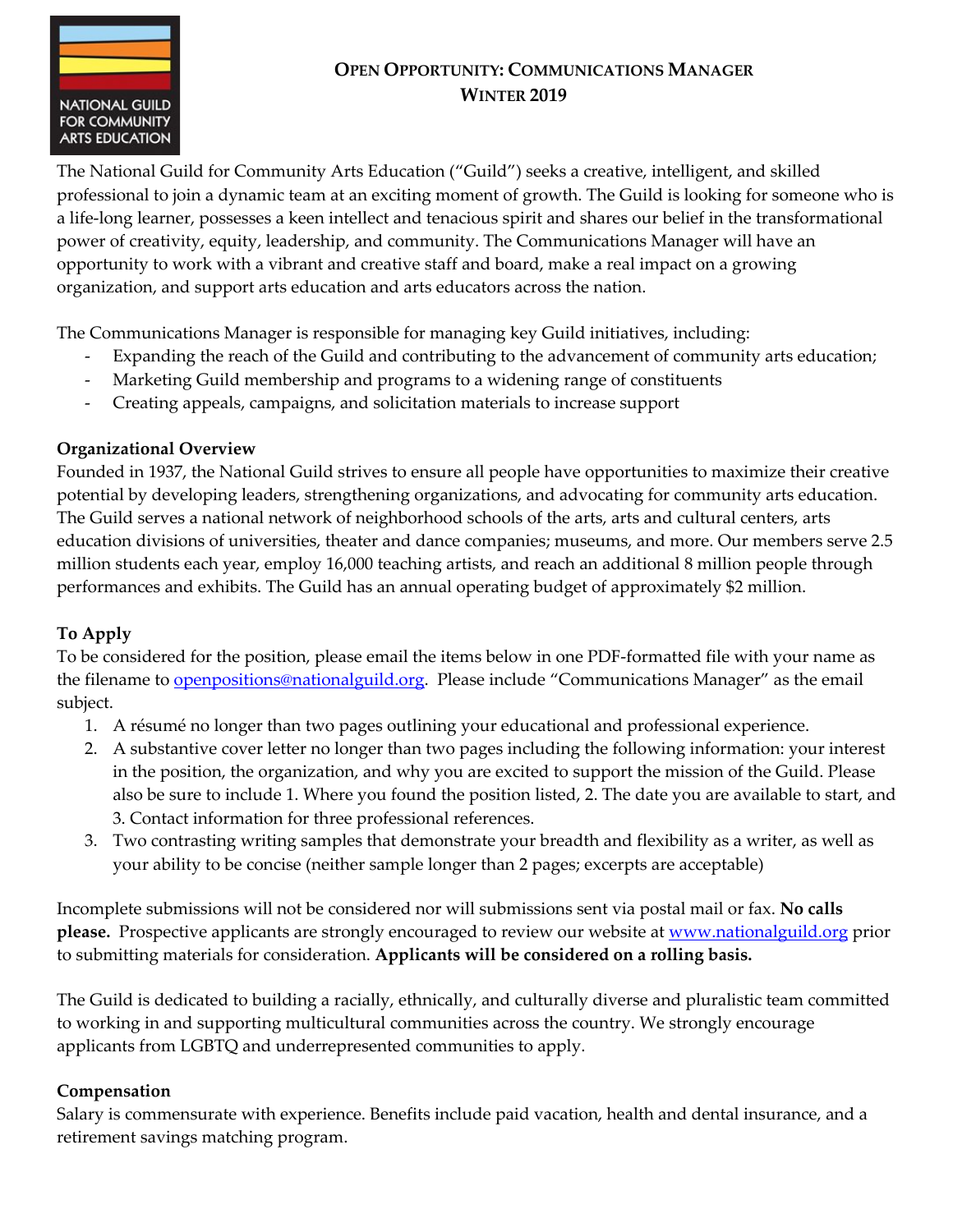NATIONAL GUILD FOR COMMUNITY ARTS EDUCATION

# OPEN OPPORTUNITY: COMMUNICATIONS MANAGER
## WINTER 2019

The National Guild for Community Arts Education ("Guild") seeks a creative, intelligent, and skilled professional to join a dynamic team at an exciting moment of growth. The Guild is looking for someone who is a life-long learner, possesses a keen intellect and tenacious spirit and shares our belief in the transformational power of creativity, equity, leadership, and community. The Communications Manager will have an opportunity to work with a vibrant and creative staff and board, make a real impact on a growing organization, and support arts education and arts educators across the nation.

The Communications Manager is responsible for managing key Guild initiatives, including:

- Expanding the reach of the Guild and contributing to the advancement of community arts education;
- Marketing Guild membership and programs to a widening range of constituents
- Creating appeals, campaigns, and solicitation materials to increase support

**Organizational Overview**

Founded in 1937, the National Guild strives to ensure all people have opportunities to maximize their creative potential by developing leaders, strengthening organizations, and advocating for community arts education. The Guild serves a national network of neighborhood schools of the arts, arts and cultural centers, arts education divisions of universities, theater and dance companies; museums, and more. Our members serve 2.5 million students each year, employ 16,000 teaching artists, and reach an additional 8 million people through performances and exhibits. The Guild has an annual operating budget of approximately $2 million.

**To Apply**

To be considered for the position, please email the items below in one PDF-formatted file with your name as the filename to openpositions@nationalguild.org. Please include "Communications Manager" as the email subject.

1. A résumé no longer than two pages outlining your educational and professional experience.
2. A substantive cover letter no longer than two pages including the following information: your interest in the position, the organization, and why you are excited to support the mission of the Guild. Please also be sure to include 1. Where you found the position listed, 2. The date you are available to start, and 3. Contact information for three professional references.
3. Two contrasting writing samples that demonstrate your breadth and flexibility as a writer, as well as your ability to be concise (neither sample longer than 2 pages; excerpts are acceptable)

Incomplete submissions will not be considered nor will submissions sent via postal mail or fax. **No calls please.** Prospective applicants are strongly encouraged to review our website at www.nationalguild.org prior to submitting materials for consideration. **Applicants will be considered on a rolling basis.**

The Guild is dedicated to building a racially, ethnically, and culturally diverse and pluralistic team committed to working in and supporting multicultural communities across the country. We strongly encourage applicants from LGBTQ and underrepresented communities to apply.

**Compensation**

Salary is commensurate with experience. Benefits include paid vacation, health and dental insurance, and a retirement savings matching program.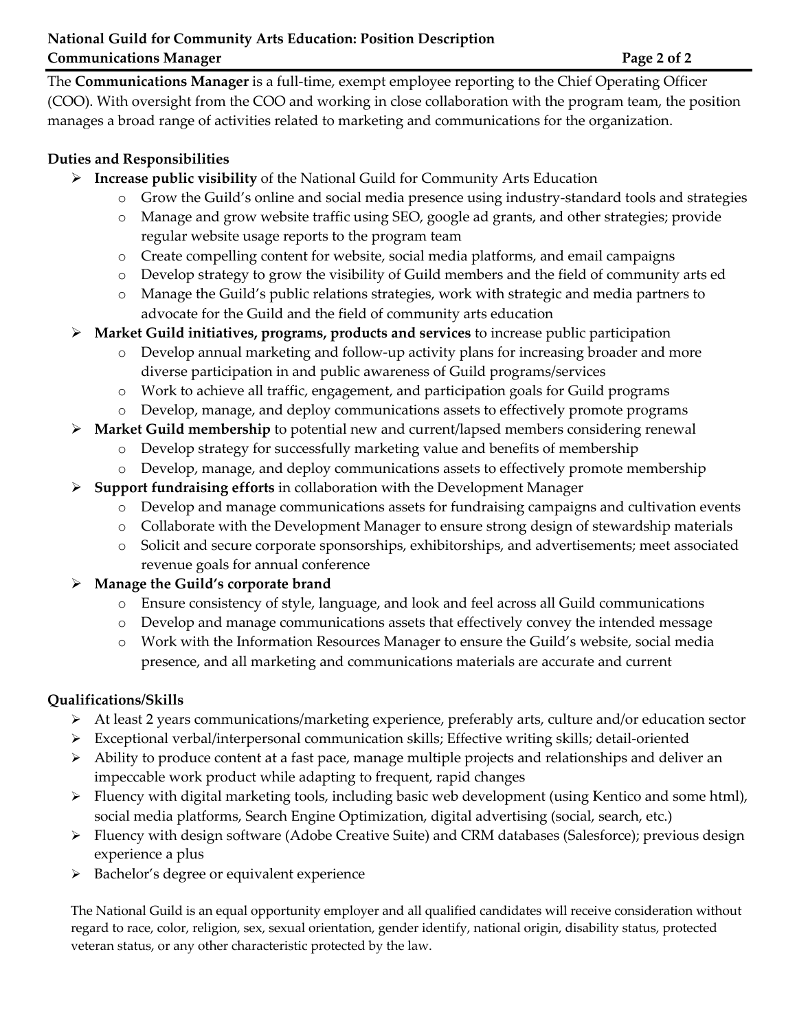The **Communications Manager** is a full-time, exempt employee reporting to the Chief Operating Officer (COO). With oversight from the COO and working in close collaboration with the program team, the position manages a broad range of activities related to marketing and communications for the organization.

**Duties and Responsibilities**

- **Increase public visibility** of the National Guild for Community Arts Education
  - Grow the Guild's online and social media presence using industry-standard tools and strategies
  - Manage and grow website traffic using SEO, google ad grants, and other strategies; provide regular website usage reports to the program team
  - Create compelling content for website, social media platforms, and email campaigns
  - Develop strategy to grow the visibility of Guild members and the field of community arts ed
  - Manage the Guild's public relations strategies, work with strategic and media partners to advocate for the Guild and the field of community arts education
- **Market Guild initiatives, programs, products and services** to increase public participation
  - Develop annual marketing and follow-up activity plans for increasing broader and more diverse participation in and public awareness of Guild programs/services
  - Work to achieve all traffic, engagement, and participation goals for Guild programs
  - Develop, manage, and deploy communications assets to effectively promote programs
- **Market Guild membership** to potential new and current/lapsed members considering renewal
  - Develop strategy for successfully marketing value and benefits of membership
  - Develop, manage, and deploy communications assets to effectively promote membership
- **Support fundraising efforts** in collaboration with the Development Manager
  - Develop and manage communications assets for fundraising campaigns and cultivation events
  - Collaborate with the Development Manager to ensure strong design of stewardship materials
  - Solicit and secure corporate sponsorships, exhibitorships, and advertisements; meet associated revenue goals for annual conference
- **Manage the Guild's corporate brand**
  - Ensure consistency of style, language, and look and feel across all Guild communications
  - Develop and manage communications assets that effectively convey the intended message
  - Work with the Information Resources Manager to ensure the Guild's website, social media presence, and all marketing and communications materials are accurate and current

**Qualifications/Skills**

- At least 2 years communications/marketing experience, preferably arts, culture and/or education sector
- Exceptional verbal/interpersonal communication skills; Effective writing skills; detail-oriented
- Ability to produce content at a fast pace, manage multiple projects and relationships and deliver an impeccable work product while adapting to frequent, rapid changes
- Fluency with digital marketing tools, including basic web development (using Kentico and some html), social media platforms, Search Engine Optimization, digital advertising (social, search, etc.)
- Fluency with design software (Adobe Creative Suite) and CRM databases (Salesforce); previous design experience a plus
- Bachelor's degree or equivalent experience

The National Guild is an equal opportunity employer and all qualified candidates will receive consideration without regard to race, color, religion, sex, sexual orientation, gender identify, national origin, disability status, protected veteran status, or any other characteristic protected by the law.